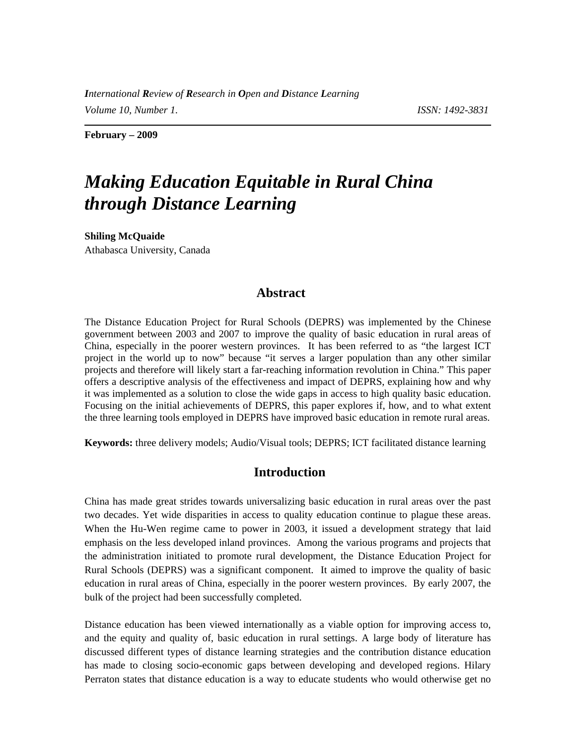*International Review of Research in Open and Distance Learning*
*Volume 10, Number 1.* ISSN: 1492-3831

**February – 2009**

# *Making Education Equitable in Rural China through Distance Learning*

**Shiling McQuaide**
Athabasca University, Canada

## Abstract

The Distance Education Project for Rural Schools (DEPRS) was implemented by the Chinese government between 2003 and 2007 to improve the quality of basic education in rural areas of China, especially in the poorer western provinces. It has been referred to as "the largest ICT project in the world up to now" because "it serves a larger population than any other similar projects and therefore will likely start a far-reaching information revolution in China." This paper offers a descriptive analysis of the effectiveness and impact of DEPRS, explaining how and why it was implemented as a solution to close the wide gaps in access to high quality basic education. Focusing on the initial achievements of DEPRS, this paper explores if, how, and to what extent the three learning tools employed in DEPRS have improved basic education in remote rural areas.

**Keywords:** three delivery models; Audio/Visual tools; DEPRS; ICT facilitated distance learning

## Introduction

China has made great strides towards universalizing basic education in rural areas over the past two decades. Yet wide disparities in access to quality education continue to plague these areas. When the Hu-Wen regime came to power in 2003, it issued a development strategy that laid emphasis on the less developed inland provinces. Among the various programs and projects that the administration initiated to promote rural development, the Distance Education Project for Rural Schools (DEPRS) was a significant component. It aimed to improve the quality of basic education in rural areas of China, especially in the poorer western provinces. By early 2007, the bulk of the project had been successfully completed.

Distance education has been viewed internationally as a viable option for improving access to, and the equity and quality of, basic education in rural settings. A large body of literature has discussed different types of distance learning strategies and the contribution distance education has made to closing socio-economic gaps between developing and developed regions. Hilary Perraton states that distance education is a way to educate students who would otherwise get no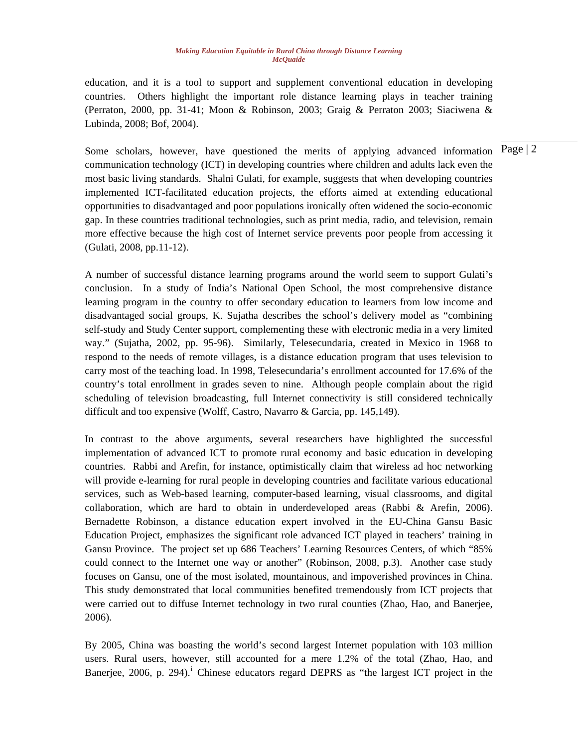education, and it is a tool to support and supplement conventional education in developing countries. Others highlight the important role distance learning plays in teacher training (Perraton, 2000, pp. 31-41; Moon & Robinson, 2003; Graig & Perraton 2003; Siaciwena & Lubinda, 2008; Bof, 2004).

Some scholars, however, have questioned the merits of applying advanced information communication technology (ICT) in developing countries where children and adults lack even the most basic living standards. Shalni Gulati, for example, suggests that when developing countries implemented ICT-facilitated education projects, the efforts aimed at extending educational opportunities to disadvantaged and poor populations ironically often widened the socio-economic gap. In these countries traditional technologies, such as print media, radio, and television, remain more effective because the high cost of Internet service prevents poor people from accessing it (Gulati, 2008, pp.11-12).

A number of successful distance learning programs around the world seem to support Gulati's conclusion. In a study of India's National Open School, the most comprehensive distance learning program in the country to offer secondary education to learners from low income and disadvantaged social groups, K. Sujatha describes the school's delivery model as "combining self-study and Study Center support, complementing these with electronic media in a very limited way." (Sujatha, 2002, pp. 95-96). Similarly, Telesecundaria, created in Mexico in 1968 to respond to the needs of remote villages, is a distance education program that uses television to carry most of the teaching load. In 1998, Telesecundaria's enrollment accounted for 17.6% of the country's total enrollment in grades seven to nine. Although people complain about the rigid scheduling of television broadcasting, full Internet connectivity is still considered technically difficult and too expensive (Wolff, Castro, Navarro & Garcia, pp. 145,149).

In contrast to the above arguments, several researchers have highlighted the successful implementation of advanced ICT to promote rural economy and basic education in developing countries. Rabbi and Arefin, for instance, optimistically claim that wireless ad hoc networking will provide e-learning for rural people in developing countries and facilitate various educational services, such as Web-based learning, computer-based learning, visual classrooms, and digital collaboration, which are hard to obtain in underdeveloped areas (Rabbi & Arefin, 2006). Bernadette Robinson, a distance education expert involved in the EU-China Gansu Basic Education Project, emphasizes the significant role advanced ICT played in teachers' training in Gansu Province. The project set up 686 Teachers' Learning Resources Centers, of which "85% could connect to the Internet one way or another" (Robinson, 2008, p.3). Another case study focuses on Gansu, one of the most isolated, mountainous, and impoverished provinces in China. This study demonstrated that local communities benefited tremendously from ICT projects that were carried out to diffuse Internet technology in two rural counties (Zhao, Hao, and Banerjee, 2006).

By 2005, China was boasting the world's second largest Internet population with 103 million users. Rural users, however, still accounted for a mere 1.2% of the total (Zhao, Hao, and Banerjee, 2006, p. 294).[i] Chinese educators regard DEPRS as "the largest ICT project in the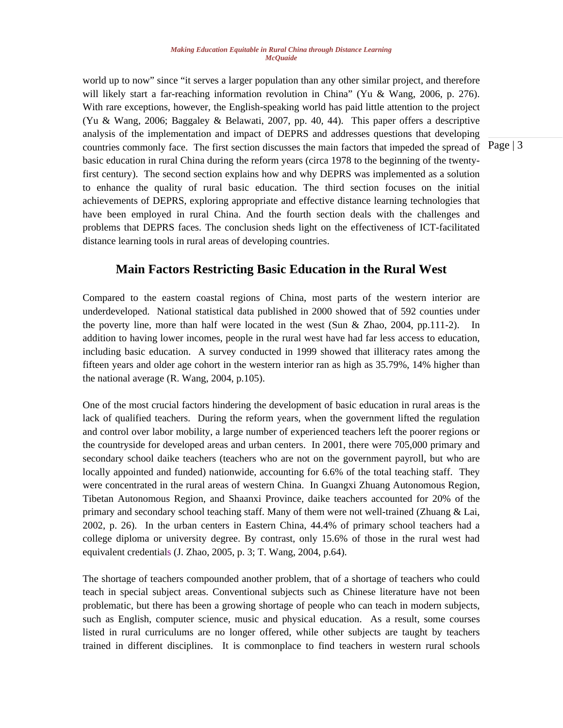world up to now" since "it serves a larger population than any other similar project, and therefore will likely start a far-reaching information revolution in China" (Yu & Wang, 2006, p. 276). With rare exceptions, however, the English-speaking world has paid little attention to the project (Yu & Wang, 2006; Baggaley & Belawati, 2007, pp. 40, 44). This paper offers a descriptive analysis of the implementation and impact of DEPRS and addresses questions that developing countries commonly face. The first section discusses the main factors that impeded the spread of basic education in rural China during the reform years (circa 1978 to the beginning of the twenty-first century). The second section explains how and why DEPRS was implemented as a solution to enhance the quality of rural basic education. The third section focuses on the initial achievements of DEPRS, exploring appropriate and effective distance learning technologies that have been employed in rural China. And the fourth section deals with the challenges and problems that DEPRS faces. The conclusion sheds light on the effectiveness of ICT-facilitated distance learning tools in rural areas of developing countries.

## Main Factors Restricting Basic Education in the Rural West

Compared to the eastern coastal regions of China, most parts of the western interior are underdeveloped. National statistical data published in 2000 showed that of 592 counties under the poverty line, more than half were located in the west (Sun & Zhao, 2004, pp.111-2). In addition to having lower incomes, people in the rural west have had far less access to education, including basic education. A survey conducted in 1999 showed that illiteracy rates among the fifteen years and older age cohort in the western interior ran as high as 35.79%, 14% higher than the national average (R. Wang, 2004, p.105).

One of the most crucial factors hindering the development of basic education in rural areas is the lack of qualified teachers. During the reform years, when the government lifted the regulation and control over labor mobility, a large number of experienced teachers left the poorer regions or the countryside for developed areas and urban centers. In 2001, there were 705,000 primary and secondary school daike teachers (teachers who are not on the government payroll, but who are locally appointed and funded) nationwide, accounting for 6.6% of the total teaching staff. They were concentrated in the rural areas of western China. In Guangxi Zhuang Autonomous Region, Tibetan Autonomous Region, and Shaanxi Province, daike teachers accounted for 20% of the primary and secondary school teaching staff. Many of them were not well-trained (Zhuang & Lai, 2002, p. 26). In the urban centers in Eastern China, 44.4% of primary school teachers had a college diploma or university degree. By contrast, only 15.6% of those in the rural west had equivalent credentials (J. Zhao, 2005, p. 3; T. Wang, 2004, p.64).

The shortage of teachers compounded another problem, that of a shortage of teachers who could teach in special subject areas. Conventional subjects such as Chinese literature have not been problematic, but there has been a growing shortage of people who can teach in modern subjects, such as English, computer science, music and physical education. As a result, some courses listed in rural curriculums are no longer offered, while other subjects are taught by teachers trained in different disciplines. It is commonplace to find teachers in western rural schools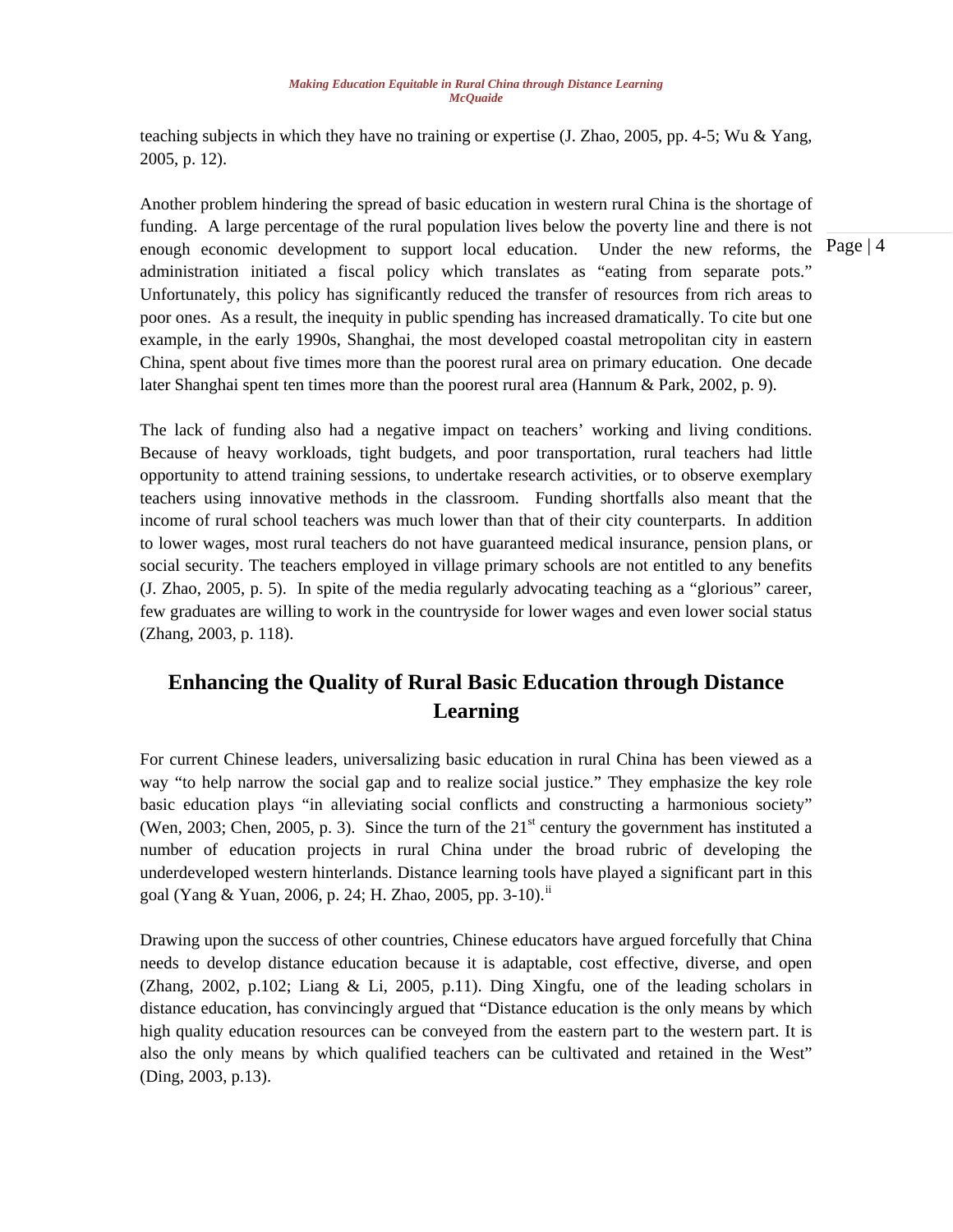teaching subjects in which they have no training or expertise (J. Zhao, 2005, pp. 4-5; Wu & Yang, 2005, p. 12).

Another problem hindering the spread of basic education in western rural China is the shortage of funding. A large percentage of the rural population lives below the poverty line and there is not enough economic development to support local education. Under the new reforms, the administration initiated a fiscal policy which translates as "eating from separate pots." Unfortunately, this policy has significantly reduced the transfer of resources from rich areas to poor ones. As a result, the inequity in public spending has increased dramatically. To cite but one example, in the early 1990s, Shanghai, the most developed coastal metropolitan city in eastern China, spent about five times more than the poorest rural area on primary education. One decade later Shanghai spent ten times more than the poorest rural area (Hannum & Park, 2002, p. 9).

The lack of funding also had a negative impact on teachers' working and living conditions. Because of heavy workloads, tight budgets, and poor transportation, rural teachers had little opportunity to attend training sessions, to undertake research activities, or to observe exemplary teachers using innovative methods in the classroom. Funding shortfalls also meant that the income of rural school teachers was much lower than that of their city counterparts. In addition to lower wages, most rural teachers do not have guaranteed medical insurance, pension plans, or social security. The teachers employed in village primary schools are not entitled to any benefits (J. Zhao, 2005, p. 5). In spite of the media regularly advocating teaching as a "glorious" career, few graduates are willing to work in the countryside for lower wages and even lower social status (Zhang, 2003, p. 118).

## Enhancing the Quality of Rural Basic Education through Distance Learning

For current Chinese leaders, universalizing basic education in rural China has been viewed as a way "to help narrow the social gap and to realize social justice." They emphasize the key role basic education plays "in alleviating social conflicts and constructing a harmonious society" (Wen, 2003; Chen, 2005, p. 3). Since the turn of the 21st century the government has instituted a number of education projects in rural China under the broad rubric of developing the underdeveloped western hinterlands. Distance learning tools have played a significant part in this goal (Yang & Yuan, 2006, p. 24; H. Zhao, 2005, pp. 3-10).[ii]

Drawing upon the success of other countries, Chinese educators have argued forcefully that China needs to develop distance education because it is adaptable, cost effective, diverse, and open (Zhang, 2002, p.102; Liang & Li, 2005, p.11). Ding Xingfu, one of the leading scholars in distance education, has convincingly argued that "Distance education is the only means by which high quality education resources can be conveyed from the eastern part to the western part. It is also the only means by which qualified teachers can be cultivated and retained in the West" (Ding, 2003, p.13).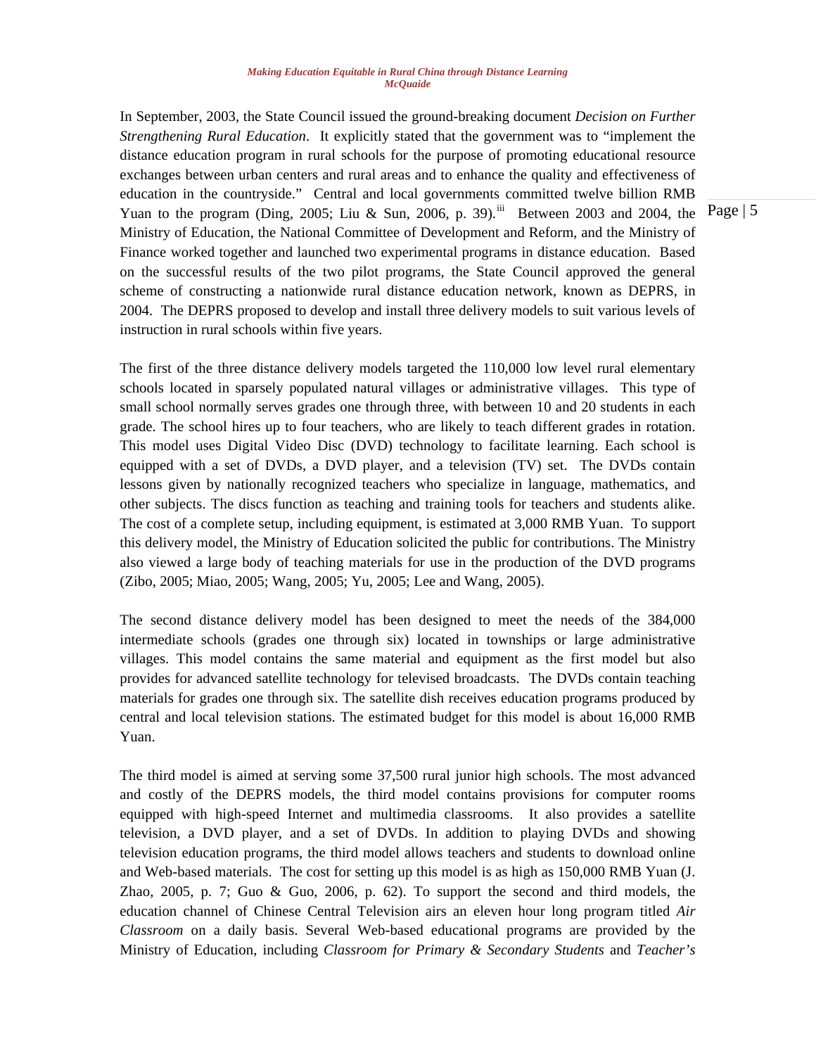In September, 2003, the State Council issued the ground-breaking document *Decision on Further Strengthening Rural Education*. It explicitly stated that the government was to "implement the distance education program in rural schools for the purpose of promoting educational resource exchanges between urban centers and rural areas and to enhance the quality and effectiveness of education in the countryside." Central and local governments committed twelve billion RMB Yuan to the program (Ding, 2005; Liu & Sun, 2006, p. 39).[iii] Between 2003 and 2004, the Ministry of Education, the National Committee of Development and Reform, and the Ministry of Finance worked together and launched two experimental programs in distance education. Based on the successful results of the two pilot programs, the State Council approved the general scheme of constructing a nationwide rural distance education network, known as DEPRS, in 2004. The DEPRS proposed to develop and install three delivery models to suit various levels of instruction in rural schools within five years.

The first of the three distance delivery models targeted the 110,000 low level rural elementary schools located in sparsely populated natural villages or administrative villages. This type of small school normally serves grades one through three, with between 10 and 20 students in each grade. The school hires up to four teachers, who are likely to teach different grades in rotation. This model uses Digital Video Disc (DVD) technology to facilitate learning. Each school is equipped with a set of DVDs, a DVD player, and a television (TV) set. The DVDs contain lessons given by nationally recognized teachers who specialize in language, mathematics, and other subjects. The discs function as teaching and training tools for teachers and students alike. The cost of a complete setup, including equipment, is estimated at 3,000 RMB Yuan. To support this delivery model, the Ministry of Education solicited the public for contributions. The Ministry also viewed a large body of teaching materials for use in the production of the DVD programs (Zibo, 2005; Miao, 2005; Wang, 2005; Yu, 2005; Lee and Wang, 2005).

The second distance delivery model has been designed to meet the needs of the 384,000 intermediate schools (grades one through six) located in townships or large administrative villages. This model contains the same material and equipment as the first model but also provides for advanced satellite technology for televised broadcasts. The DVDs contain teaching materials for grades one through six. The satellite dish receives education programs produced by central and local television stations. The estimated budget for this model is about 16,000 RMB Yuan.

The third model is aimed at serving some 37,500 rural junior high schools. The most advanced and costly of the DEPRS models, the third model contains provisions for computer rooms equipped with high-speed Internet and multimedia classrooms. It also provides a satellite television, a DVD player, and a set of DVDs. In addition to playing DVDs and showing television education programs, the third model allows teachers and students to download online and Web-based materials. The cost for setting up this model is as high as 150,000 RMB Yuan (J. Zhao, 2005, p. 7; Guo & Guo, 2006, p. 62). To support the second and third models, the education channel of Chinese Central Television airs an eleven hour long program titled *Air Classroom* on a daily basis. Several Web-based educational programs are provided by the Ministry of Education, including *Classroom for Primary & Secondary Students* and *Teacher's*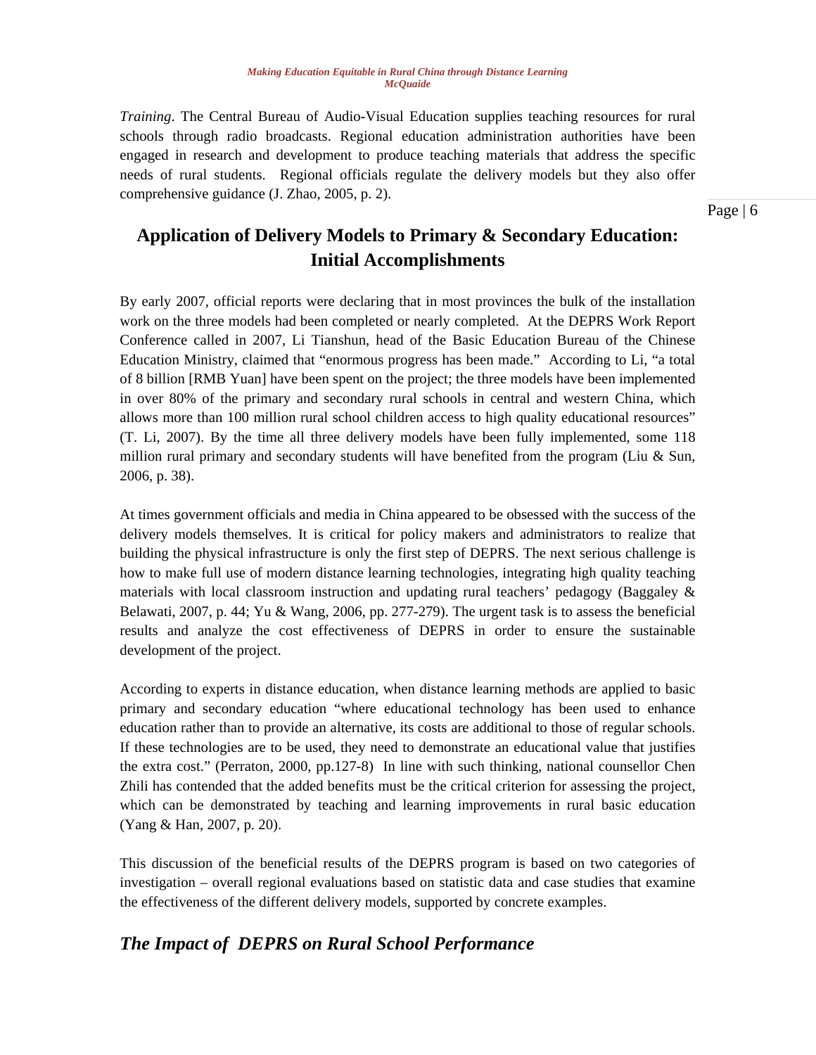*Training*. The Central Bureau of Audio-Visual Education supplies teaching resources for rural schools through radio broadcasts. Regional education administration authorities have been engaged in research and development to produce teaching materials that address the specific needs of rural students. Regional officials regulate the delivery models but they also offer comprehensive guidance (J. Zhao, 2005, p. 2).

## Application of Delivery Models to Primary & Secondary Education: Initial Accomplishments

By early 2007, official reports were declaring that in most provinces the bulk of the installation work on the three models had been completed or nearly completed. At the DEPRS Work Report Conference called in 2007, Li Tianshun, head of the Basic Education Bureau of the Chinese Education Ministry, claimed that "enormous progress has been made." According to Li, "a total of 8 billion [RMB Yuan] have been spent on the project; the three models have been implemented in over 80% of the primary and secondary rural schools in central and western China, which allows more than 100 million rural school children access to high quality educational resources" (T. Li, 2007). By the time all three delivery models have been fully implemented, some 118 million rural primary and secondary students will have benefited from the program (Liu & Sun, 2006, p. 38).

At times government officials and media in China appeared to be obsessed with the success of the delivery models themselves. It is critical for policy makers and administrators to realize that building the physical infrastructure is only the first step of DEPRS. The next serious challenge is how to make full use of modern distance learning technologies, integrating high quality teaching materials with local classroom instruction and updating rural teachers' pedagogy (Baggaley & Belawati, 2007, p. 44; Yu & Wang, 2006, pp. 277-279). The urgent task is to assess the beneficial results and analyze the cost effectiveness of DEPRS in order to ensure the sustainable development of the project.

According to experts in distance education, when distance learning methods are applied to basic primary and secondary education "where educational technology has been used to enhance education rather than to provide an alternative, its costs are additional to those of regular schools. If these technologies are to be used, they need to demonstrate an educational value that justifies the extra cost." (Perraton, 2000, pp.127-8) In line with such thinking, national counsellor Chen Zhili has contended that the added benefits must be the critical criterion for assessing the project, which can be demonstrated by teaching and learning improvements in rural basic education (Yang & Han, 2007, p. 20).

This discussion of the beneficial results of the DEPRS program is based on two categories of investigation – overall regional evaluations based on statistic data and case studies that examine the effectiveness of the different delivery models, supported by concrete examples.

### *The Impact of DEPRS on Rural School Performance*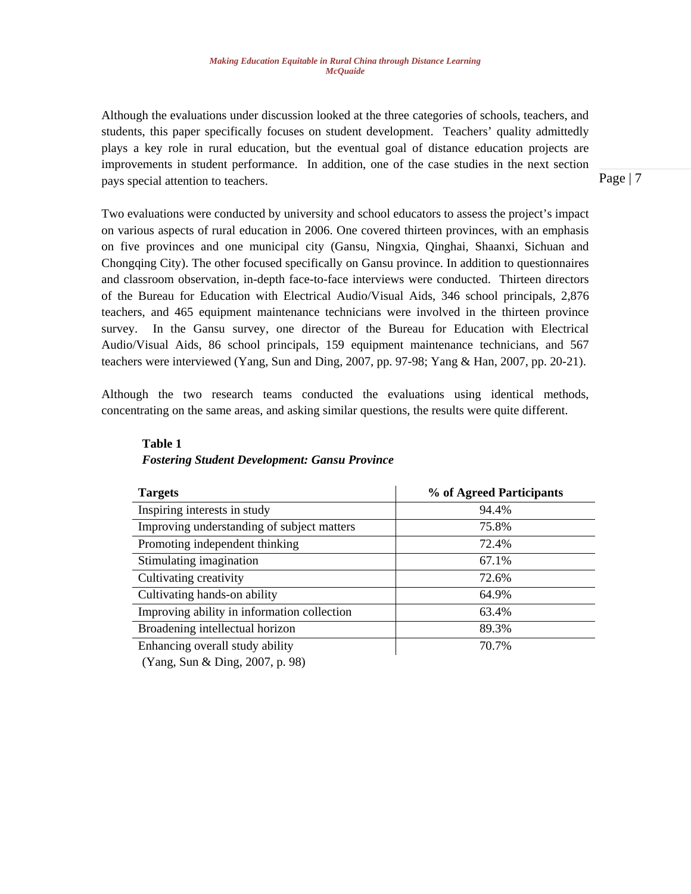Although the evaluations under discussion looked at the three categories of schools, teachers, and students, this paper specifically focuses on student development. Teachers' quality admittedly plays a key role in rural education, but the eventual goal of distance education projects are improvements in student performance. In addition, one of the case studies in the next section pays special attention to teachers.

Two evaluations were conducted by university and school educators to assess the project's impact on various aspects of rural education in 2006. One covered thirteen provinces, with an emphasis on five provinces and one municipal city (Gansu, Ningxia, Qinghai, Shaanxi, Sichuan and Chongqing City). The other focused specifically on Gansu province. In addition to questionnaires and classroom observation, in-depth face-to-face interviews were conducted. Thirteen directors of the Bureau for Education with Electrical Audio/Visual Aids, 346 school principals, 2,876 teachers, and 465 equipment maintenance technicians were involved in the thirteen province survey. In the Gansu survey, one director of the Bureau for Education with Electrical Audio/Visual Aids, 86 school principals, 159 equipment maintenance technicians, and 567 teachers were interviewed (Yang, Sun and Ding, 2007, pp. 97-98; Yang & Han, 2007, pp. 20-21).

Although the two research teams conducted the evaluations using identical methods, concentrating on the same areas, and asking similar questions, the results were quite different.

**Table 1**
***Fostering Student Development: Gansu Province***

| Targets | % of Agreed Participants |
|---|---|
| Inspiring interests in study | 94.4% |
| Improving understanding of subject matters | 75.8% |
| Promoting independent thinking | 72.4% |
| Stimulating imagination | 67.1% |
| Cultivating creativity | 72.6% |
| Cultivating hands-on ability | 64.9% |
| Improving ability in information collection | 63.4% |
| Broadening intellectual horizon | 89.3% |
| Enhancing overall study ability | 70.7% |

(Yang, Sun & Ding, 2007, p. 98)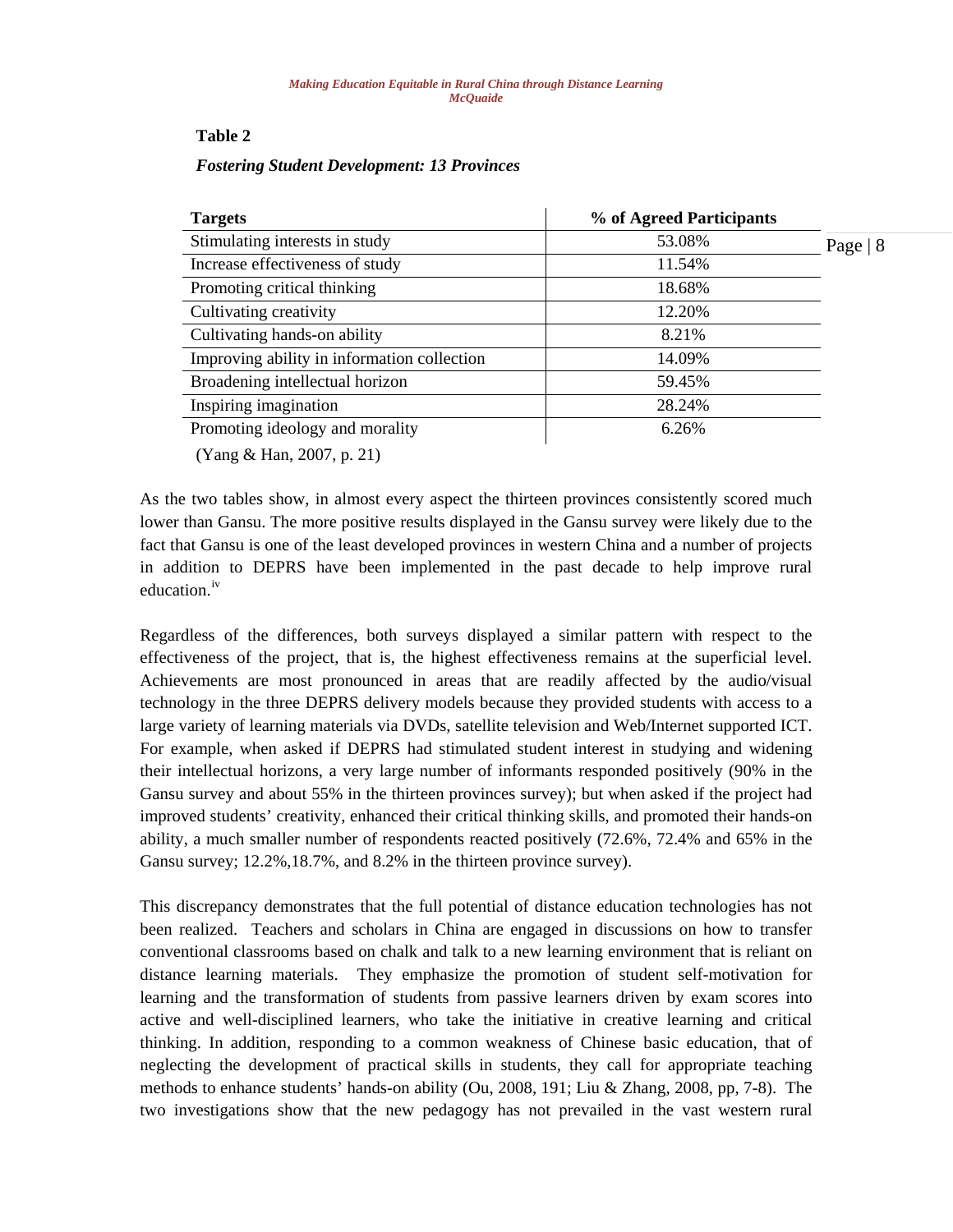**Table 2**

***Fostering Student Development: 13 Provinces***

| Targets | % of Agreed Participants |
|---|---|
| Stimulating interests in study | 53.08% |
| Increase effectiveness of study | 11.54% |
| Promoting critical thinking | 18.68% |
| Cultivating creativity | 12.20% |
| Cultivating hands-on ability | 8.21% |
| Improving ability in information collection | 14.09% |
| Broadening intellectual horizon | 59.45% |
| Inspiring imagination | 28.24% |
| Promoting ideology and morality | 6.26% |

(Yang & Han, 2007, p. 21)

As the two tables show, in almost every aspect the thirteen provinces consistently scored much lower than Gansu. The more positive results displayed in the Gansu survey were likely due to the fact that Gansu is one of the least developed provinces in western China and a number of projects in addition to DEPRS have been implemented in the past decade to help improve rural education.[iv]

Regardless of the differences, both surveys displayed a similar pattern with respect to the effectiveness of the project, that is, the highest effectiveness remains at the superficial level. Achievements are most pronounced in areas that are readily affected by the audio/visual technology in the three DEPRS delivery models because they provided students with access to a large variety of learning materials via DVDs, satellite television and Web/Internet supported ICT. For example, when asked if DEPRS had stimulated student interest in studying and widening their intellectual horizons, a very large number of informants responded positively (90% in the Gansu survey and about 55% in the thirteen provinces survey); but when asked if the project had improved students' creativity, enhanced their critical thinking skills, and promoted their hands-on ability, a much smaller number of respondents reacted positively (72.6%, 72.4% and 65% in the Gansu survey; 12.2%,18.7%, and 8.2% in the thirteen province survey).

This discrepancy demonstrates that the full potential of distance education technologies has not been realized. Teachers and scholars in China are engaged in discussions on how to transfer conventional classrooms based on chalk and talk to a new learning environment that is reliant on distance learning materials. They emphasize the promotion of student self-motivation for learning and the transformation of students from passive learners driven by exam scores into active and well-disciplined learners, who take the initiative in creative learning and critical thinking. In addition, responding to a common weakness of Chinese basic education, that of neglecting the development of practical skills in students, they call for appropriate teaching methods to enhance students' hands-on ability (Ou, 2008, 191; Liu & Zhang, 2008, pp, 7-8). The two investigations show that the new pedagogy has not prevailed in the vast western rural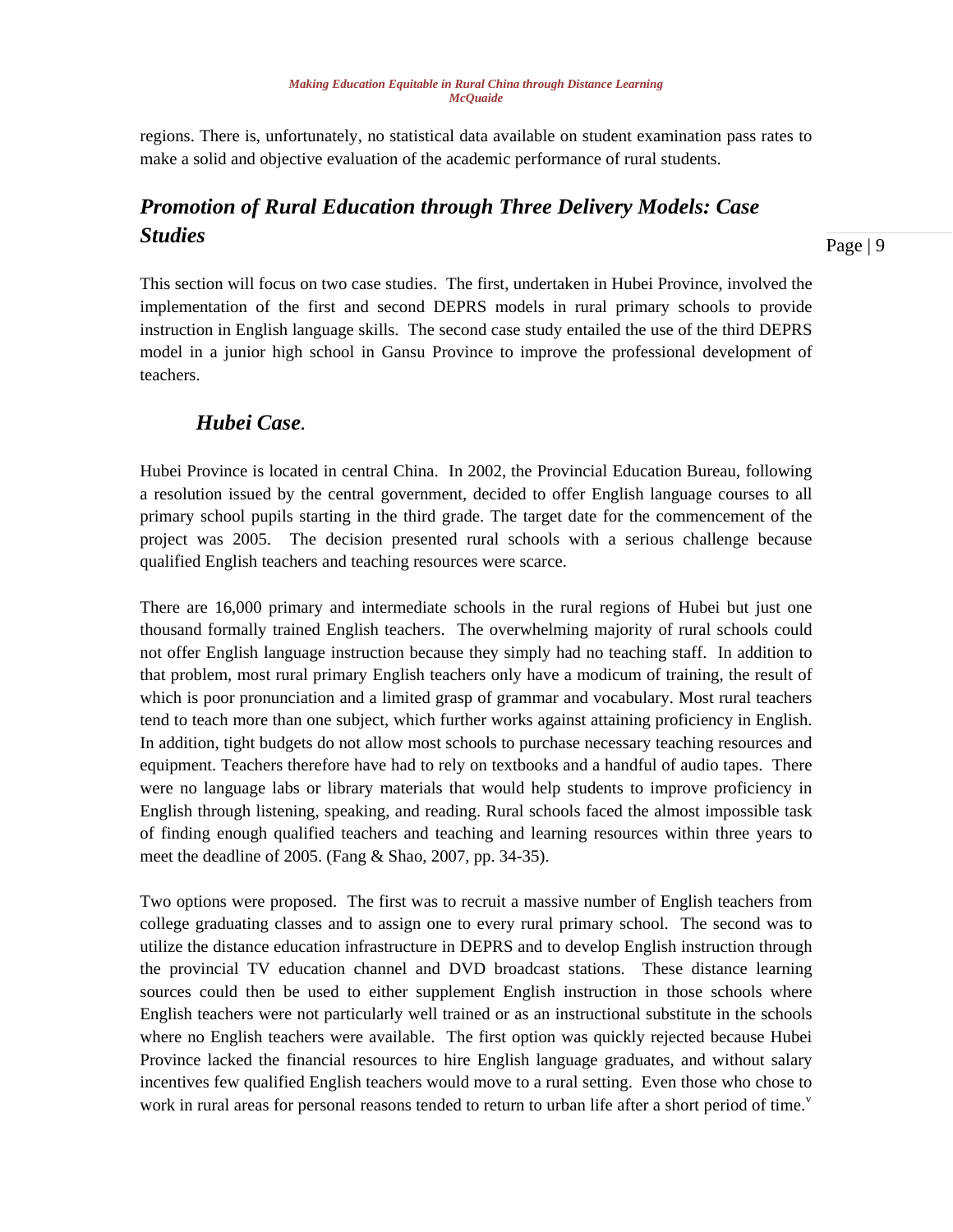regions. There is, unfortunately, no statistical data available on student examination pass rates to make a solid and objective evaluation of the academic performance of rural students.

## *Promotion of Rural Education through Three Delivery Models: Case Studies*

This section will focus on two case studies. The first, undertaken in Hubei Province, involved the implementation of the first and second DEPRS models in rural primary schools to provide instruction in English language skills. The second case study entailed the use of the third DEPRS model in a junior high school in Gansu Province to improve the professional development of teachers.

### *Hubei Case*.

Hubei Province is located in central China. In 2002, the Provincial Education Bureau, following a resolution issued by the central government, decided to offer English language courses to all primary school pupils starting in the third grade. The target date for the commencement of the project was 2005. The decision presented rural schools with a serious challenge because qualified English teachers and teaching resources were scarce.

There are 16,000 primary and intermediate schools in the rural regions of Hubei but just one thousand formally trained English teachers. The overwhelming majority of rural schools could not offer English language instruction because they simply had no teaching staff. In addition to that problem, most rural primary English teachers only have a modicum of training, the result of which is poor pronunciation and a limited grasp of grammar and vocabulary. Most rural teachers tend to teach more than one subject, which further works against attaining proficiency in English. In addition, tight budgets do not allow most schools to purchase necessary teaching resources and equipment. Teachers therefore have had to rely on textbooks and a handful of audio tapes. There were no language labs or library materials that would help students to improve proficiency in English through listening, speaking, and reading. Rural schools faced the almost impossible task of finding enough qualified teachers and teaching and learning resources within three years to meet the deadline of 2005. (Fang & Shao, 2007, pp. 34-35).

Two options were proposed. The first was to recruit a massive number of English teachers from college graduating classes and to assign one to every rural primary school. The second was to utilize the distance education infrastructure in DEPRS and to develop English instruction through the provincial TV education channel and DVD broadcast stations. These distance learning sources could then be used to either supplement English instruction in those schools where English teachers were not particularly well trained or as an instructional substitute in the schools where no English teachers were available. The first option was quickly rejected because Hubei Province lacked the financial resources to hire English language graduates, and without salary incentives few qualified English teachers would move to a rural setting. Even those who chose to work in rural areas for personal reasons tended to return to urban life after a short period of time.[v]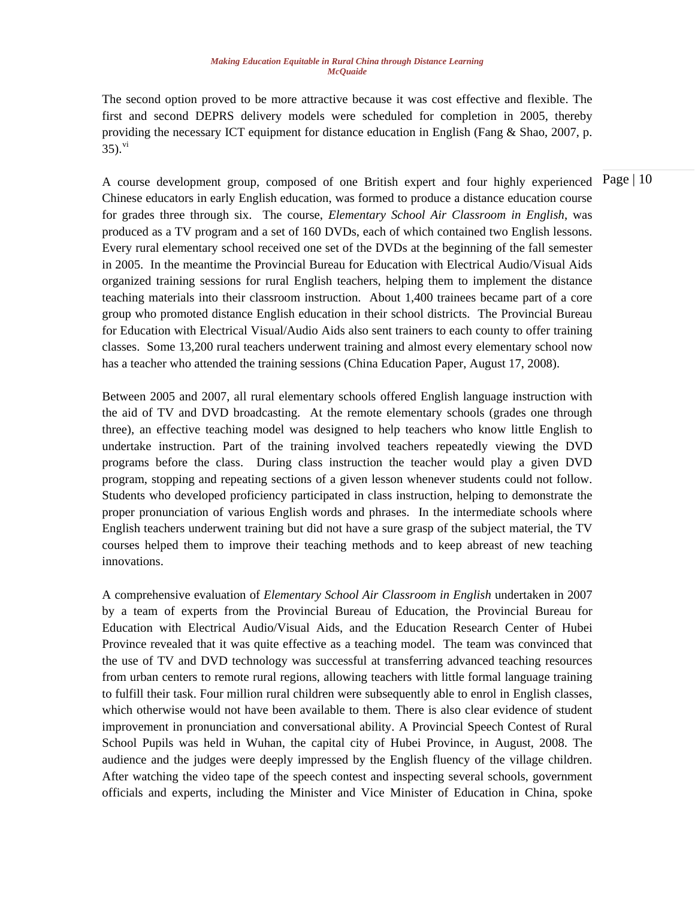The second option proved to be more attractive because it was cost effective and flexible. The first and second DEPRS delivery models were scheduled for completion in 2005, thereby providing the necessary ICT equipment for distance education in English (Fang & Shao, 2007, p. 35).[vi]

A course development group, composed of one British expert and four highly experienced Chinese educators in early English education, was formed to produce a distance education course for grades three through six. The course, *Elementary School Air Classroom in English*, was produced as a TV program and a set of 160 DVDs, each of which contained two English lessons. Every rural elementary school received one set of the DVDs at the beginning of the fall semester in 2005. In the meantime the Provincial Bureau for Education with Electrical Audio/Visual Aids organized training sessions for rural English teachers, helping them to implement the distance teaching materials into their classroom instruction. About 1,400 trainees became part of a core group who promoted distance English education in their school districts. The Provincial Bureau for Education with Electrical Visual/Audio Aids also sent trainers to each county to offer training classes. Some 13,200 rural teachers underwent training and almost every elementary school now has a teacher who attended the training sessions (China Education Paper, August 17, 2008).

Between 2005 and 2007, all rural elementary schools offered English language instruction with the aid of TV and DVD broadcasting. At the remote elementary schools (grades one through three), an effective teaching model was designed to help teachers who know little English to undertake instruction. Part of the training involved teachers repeatedly viewing the DVD programs before the class. During class instruction the teacher would play a given DVD program, stopping and repeating sections of a given lesson whenever students could not follow. Students who developed proficiency participated in class instruction, helping to demonstrate the proper pronunciation of various English words and phrases. In the intermediate schools where English teachers underwent training but did not have a sure grasp of the subject material, the TV courses helped them to improve their teaching methods and to keep abreast of new teaching innovations.

A comprehensive evaluation of *Elementary School Air Classroom in English* undertaken in 2007 by a team of experts from the Provincial Bureau of Education, the Provincial Bureau for Education with Electrical Audio/Visual Aids, and the Education Research Center of Hubei Province revealed that it was quite effective as a teaching model. The team was convinced that the use of TV and DVD technology was successful at transferring advanced teaching resources from urban centers to remote rural regions, allowing teachers with little formal language training to fulfill their task. Four million rural children were subsequently able to enrol in English classes, which otherwise would not have been available to them. There is also clear evidence of student improvement in pronunciation and conversational ability. A Provincial Speech Contest of Rural School Pupils was held in Wuhan, the capital city of Hubei Province, in August, 2008. The audience and the judges were deeply impressed by the English fluency of the village children. After watching the video tape of the speech contest and inspecting several schools, government officials and experts, including the Minister and Vice Minister of Education in China, spoke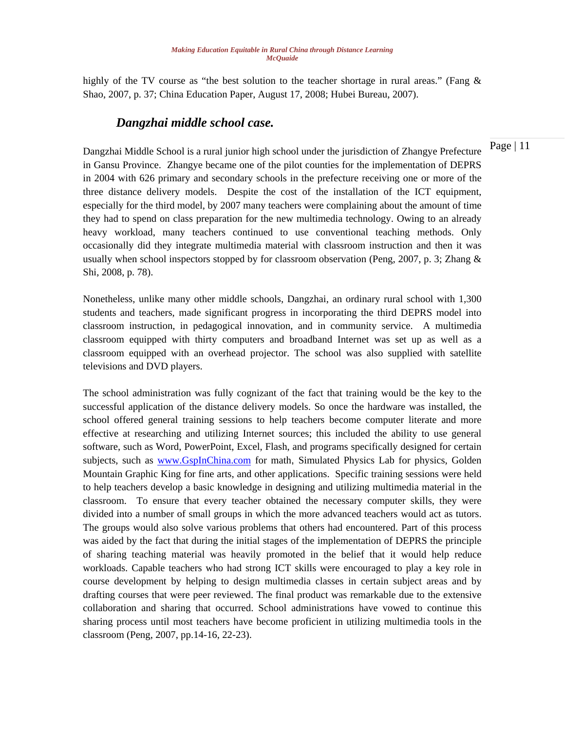highly of the TV course as "the best solution to the teacher shortage in rural areas." (Fang & Shao, 2007, p. 37; China Education Paper, August 17, 2008; Hubei Bureau, 2007).

### *Dangzhai middle school case.*

Dangzhai Middle School is a rural junior high school under the jurisdiction of Zhangye Prefecture in Gansu Province. Zhangye became one of the pilot counties for the implementation of DEPRS in 2004 with 626 primary and secondary schools in the prefecture receiving one or more of the three distance delivery models. Despite the cost of the installation of the ICT equipment, especially for the third model, by 2007 many teachers were complaining about the amount of time they had to spend on class preparation for the new multimedia technology. Owing to an already heavy workload, many teachers continued to use conventional teaching methods. Only occasionally did they integrate multimedia material with classroom instruction and then it was usually when school inspectors stopped by for classroom observation (Peng, 2007, p. 3; Zhang & Shi, 2008, p. 78).

Nonetheless, unlike many other middle schools, Dangzhai, an ordinary rural school with 1,300 students and teachers, made significant progress in incorporating the third DEPRS model into classroom instruction, in pedagogical innovation, and in community service. A multimedia classroom equipped with thirty computers and broadband Internet was set up as well as a classroom equipped with an overhead projector. The school was also supplied with satellite televisions and DVD players.

The school administration was fully cognizant of the fact that training would be the key to the successful application of the distance delivery models. So once the hardware was installed, the school offered general training sessions to help teachers become computer literate and more effective at researching and utilizing Internet sources; this included the ability to use general software, such as Word, PowerPoint, Excel, Flash, and programs specifically designed for certain subjects, such as www.GspInChina.com for math, Simulated Physics Lab for physics, Golden Mountain Graphic King for fine arts, and other applications. Specific training sessions were held to help teachers develop a basic knowledge in designing and utilizing multimedia material in the classroom. To ensure that every teacher obtained the necessary computer skills, they were divided into a number of small groups in which the more advanced teachers would act as tutors. The groups would also solve various problems that others had encountered. Part of this process was aided by the fact that during the initial stages of the implementation of DEPRS the principle of sharing teaching material was heavily promoted in the belief that it would help reduce workloads. Capable teachers who had strong ICT skills were encouraged to play a key role in course development by helping to design multimedia classes in certain subject areas and by drafting courses that were peer reviewed. The final product was remarkable due to the extensive collaboration and sharing that occurred. School administrations have vowed to continue this sharing process until most teachers have become proficient in utilizing multimedia tools in the classroom (Peng, 2007, pp.14-16, 22-23).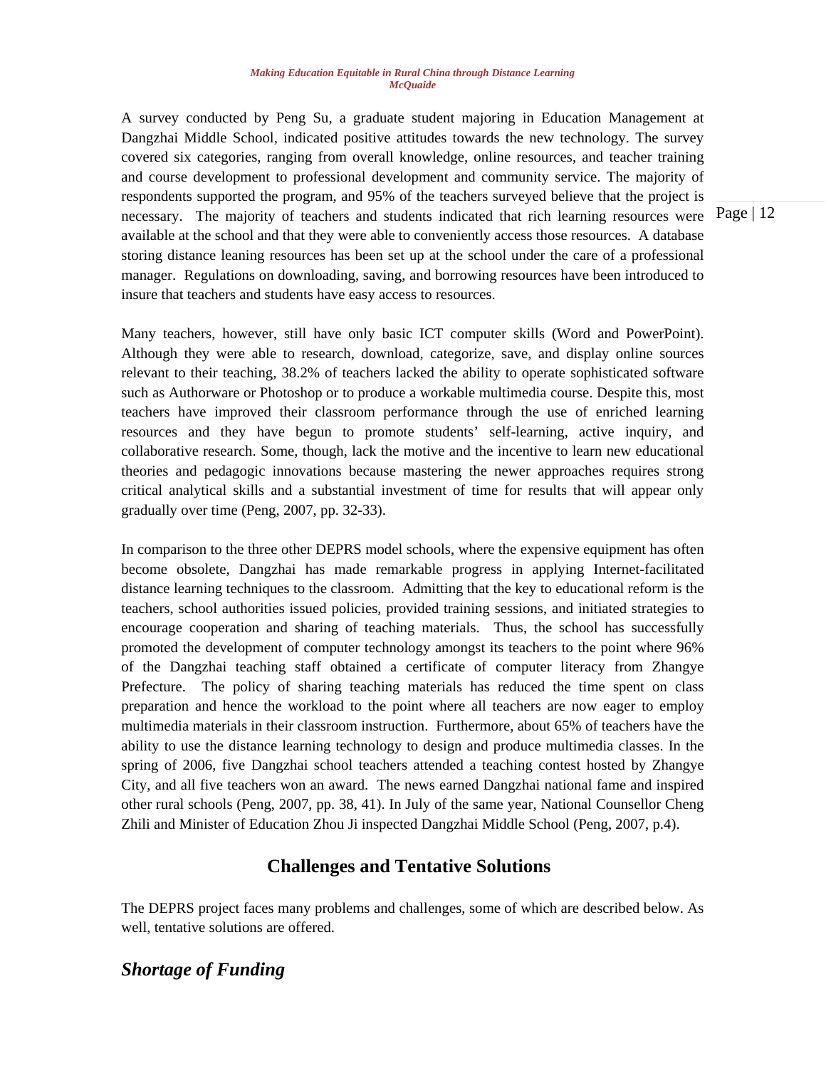A survey conducted by Peng Su, a graduate student majoring in Education Management at Dangzhai Middle School, indicated positive attitudes towards the new technology. The survey covered six categories, ranging from overall knowledge, online resources, and teacher training and course development to professional development and community service. The majority of respondents supported the program, and 95% of the teachers surveyed believe that the project is necessary. The majority of teachers and students indicated that rich learning resources were available at the school and that they were able to conveniently access those resources. A database storing distance leaning resources has been set up at the school under the care of a professional manager. Regulations on downloading, saving, and borrowing resources have been introduced to insure that teachers and students have easy access to resources.

Many teachers, however, still have only basic ICT computer skills (Word and PowerPoint). Although they were able to research, download, categorize, save, and display online sources relevant to their teaching, 38.2% of teachers lacked the ability to operate sophisticated software such as Authorware or Photoshop or to produce a workable multimedia course. Despite this, most teachers have improved their classroom performance through the use of enriched learning resources and they have begun to promote students' self-learning, active inquiry, and collaborative research. Some, though, lack the motive and the incentive to learn new educational theories and pedagogic innovations because mastering the newer approaches requires strong critical analytical skills and a substantial investment of time for results that will appear only gradually over time (Peng, 2007, pp. 32-33).

In comparison to the three other DEPRS model schools, where the expensive equipment has often become obsolete, Dangzhai has made remarkable progress in applying Internet-facilitated distance learning techniques to the classroom. Admitting that the key to educational reform is the teachers, school authorities issued policies, provided training sessions, and initiated strategies to encourage cooperation and sharing of teaching materials. Thus, the school has successfully promoted the development of computer technology amongst its teachers to the point where 96% of the Dangzhai teaching staff obtained a certificate of computer literacy from Zhangye Prefecture. The policy of sharing teaching materials has reduced the time spent on class preparation and hence the workload to the point where all teachers are now eager to employ multimedia materials in their classroom instruction. Furthermore, about 65% of teachers have the ability to use the distance learning technology to design and produce multimedia classes. In the spring of 2006, five Dangzhai school teachers attended a teaching contest hosted by Zhangye City, and all five teachers won an award. The news earned Dangzhai national fame and inspired other rural schools (Peng, 2007, pp. 38, 41). In July of the same year, National Counsellor Cheng Zhili and Minister of Education Zhou Ji inspected Dangzhai Middle School (Peng, 2007, p.4).

## Challenges and Tentative Solutions

The DEPRS project faces many problems and challenges, some of which are described below. As well, tentative solutions are offered.

### *Shortage of Funding*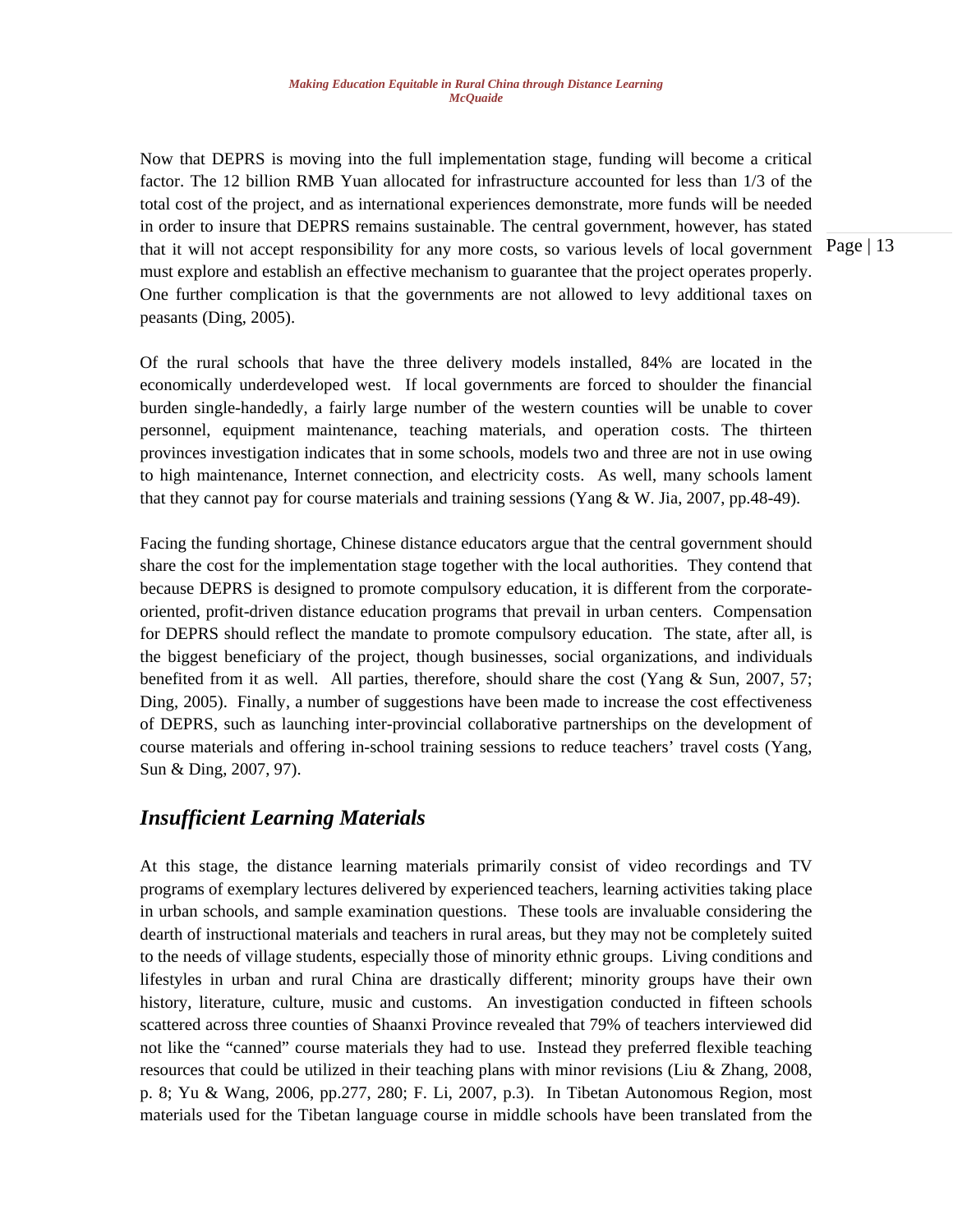Now that DEPRS is moving into the full implementation stage, funding will become a critical factor. The 12 billion RMB Yuan allocated for infrastructure accounted for less than 1/3 of the total cost of the project, and as international experiences demonstrate, more funds will be needed in order to insure that DEPRS remains sustainable. The central government, however, has stated that it will not accept responsibility for any more costs, so various levels of local government must explore and establish an effective mechanism to guarantee that the project operates properly. One further complication is that the governments are not allowed to levy additional taxes on peasants (Ding, 2005).

Of the rural schools that have the three delivery models installed, 84% are located in the economically underdeveloped west. If local governments are forced to shoulder the financial burden single-handedly, a fairly large number of the western counties will be unable to cover personnel, equipment maintenance, teaching materials, and operation costs. The thirteen provinces investigation indicates that in some schools, models two and three are not in use owing to high maintenance, Internet connection, and electricity costs. As well, many schools lament that they cannot pay for course materials and training sessions (Yang & W. Jia, 2007, pp.48-49).

Facing the funding shortage, Chinese distance educators argue that the central government should share the cost for the implementation stage together with the local authorities. They contend that because DEPRS is designed to promote compulsory education, it is different from the corporate-oriented, profit-driven distance education programs that prevail in urban centers. Compensation for DEPRS should reflect the mandate to promote compulsory education. The state, after all, is the biggest beneficiary of the project, though businesses, social organizations, and individuals benefited from it as well. All parties, therefore, should share the cost (Yang & Sun, 2007, 57; Ding, 2005). Finally, a number of suggestions have been made to increase the cost effectiveness of DEPRS, such as launching inter-provincial collaborative partnerships on the development of course materials and offering in-school training sessions to reduce teachers' travel costs (Yang, Sun & Ding, 2007, 97).

## *Insufficient Learning Materials*

At this stage, the distance learning materials primarily consist of video recordings and TV programs of exemplary lectures delivered by experienced teachers, learning activities taking place in urban schools, and sample examination questions. These tools are invaluable considering the dearth of instructional materials and teachers in rural areas, but they may not be completely suited to the needs of village students, especially those of minority ethnic groups. Living conditions and lifestyles in urban and rural China are drastically different; minority groups have their own history, literature, culture, music and customs. An investigation conducted in fifteen schools scattered across three counties of Shaanxi Province revealed that 79% of teachers interviewed did not like the "canned" course materials they had to use. Instead they preferred flexible teaching resources that could be utilized in their teaching plans with minor revisions (Liu & Zhang, 2008, p. 8; Yu & Wang, 2006, pp.277, 280; F. Li, 2007, p.3). In Tibetan Autonomous Region, most materials used for the Tibetan language course in middle schools have been translated from the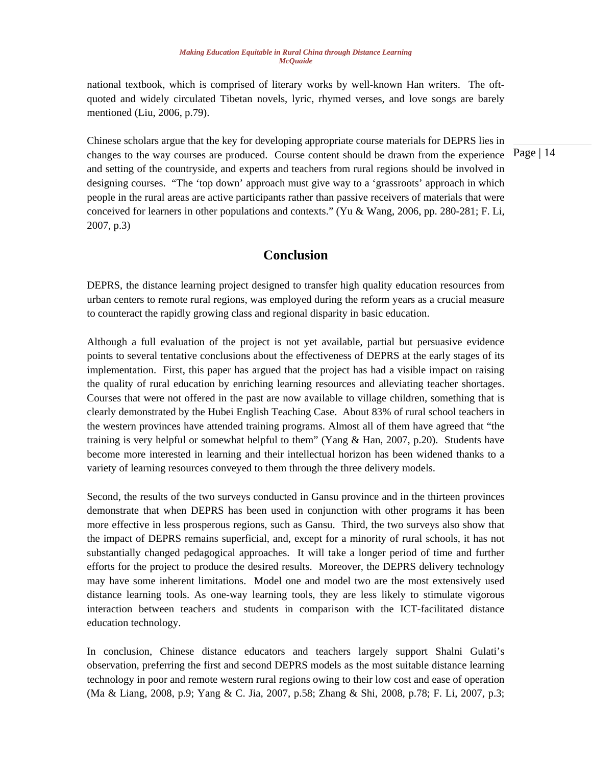national textbook, which is comprised of literary works by well-known Han writers. The oft-quoted and widely circulated Tibetan novels, lyric, rhymed verses, and love songs are barely mentioned (Liu, 2006, p.79).

Chinese scholars argue that the key for developing appropriate course materials for DEPRS lies in changes to the way courses are produced. Course content should be drawn from the experience and setting of the countryside, and experts and teachers from rural regions should be involved in designing courses. "The 'top down' approach must give way to a 'grassroots' approach in which people in the rural areas are active participants rather than passive receivers of materials that were conceived for learners in other populations and contexts." (Yu & Wang, 2006, pp. 280-281; F. Li, 2007, p.3)

## Conclusion

DEPRS, the distance learning project designed to transfer high quality education resources from urban centers to remote rural regions, was employed during the reform years as a crucial measure to counteract the rapidly growing class and regional disparity in basic education.

Although a full evaluation of the project is not yet available, partial but persuasive evidence points to several tentative conclusions about the effectiveness of DEPRS at the early stages of its implementation. First, this paper has argued that the project has had a visible impact on raising the quality of rural education by enriching learning resources and alleviating teacher shortages. Courses that were not offered in the past are now available to village children, something that is clearly demonstrated by the Hubei English Teaching Case. About 83% of rural school teachers in the western provinces have attended training programs. Almost all of them have agreed that "the training is very helpful or somewhat helpful to them" (Yang & Han, 2007, p.20). Students have become more interested in learning and their intellectual horizon has been widened thanks to a variety of learning resources conveyed to them through the three delivery models.

Second, the results of the two surveys conducted in Gansu province and in the thirteen provinces demonstrate that when DEPRS has been used in conjunction with other programs it has been more effective in less prosperous regions, such as Gansu. Third, the two surveys also show that the impact of DEPRS remains superficial, and, except for a minority of rural schools, it has not substantially changed pedagogical approaches. It will take a longer period of time and further efforts for the project to produce the desired results. Moreover, the DEPRS delivery technology may have some inherent limitations. Model one and model two are the most extensively used distance learning tools. As one-way learning tools, they are less likely to stimulate vigorous interaction between teachers and students in comparison with the ICT-facilitated distance education technology.

In conclusion, Chinese distance educators and teachers largely support Shalni Gulati's observation, preferring the first and second DEPRS models as the most suitable distance learning technology in poor and remote western rural regions owing to their low cost and ease of operation (Ma & Liang, 2008, p.9; Yang & C. Jia, 2007, p.58; Zhang & Shi, 2008, p.78; F. Li, 2007, p.3;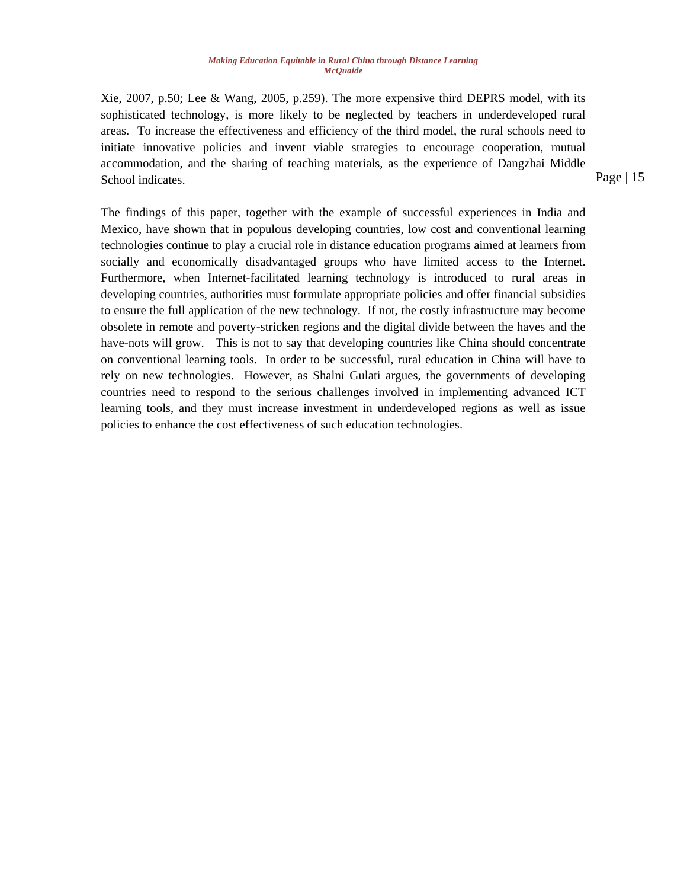Xie, 2007, p.50; Lee & Wang, 2005, p.259). The more expensive third DEPRS model, with its sophisticated technology, is more likely to be neglected by teachers in underdeveloped rural areas. To increase the effectiveness and efficiency of the third model, the rural schools need to initiate innovative policies and invent viable strategies to encourage cooperation, mutual accommodation, and the sharing of teaching materials, as the experience of Dangzhai Middle School indicates.

The findings of this paper, together with the example of successful experiences in India and Mexico, have shown that in populous developing countries, low cost and conventional learning technologies continue to play a crucial role in distance education programs aimed at learners from socially and economically disadvantaged groups who have limited access to the Internet. Furthermore, when Internet-facilitated learning technology is introduced to rural areas in developing countries, authorities must formulate appropriate policies and offer financial subsidies to ensure the full application of the new technology. If not, the costly infrastructure may become obsolete in remote and poverty-stricken regions and the digital divide between the haves and the have-nots will grow. This is not to say that developing countries like China should concentrate on conventional learning tools. In order to be successful, rural education in China will have to rely on new technologies. However, as Shalni Gulati argues, the governments of developing countries need to respond to the serious challenges involved in implementing advanced ICT learning tools, and they must increase investment in underdeveloped regions as well as issue policies to enhance the cost effectiveness of such education technologies.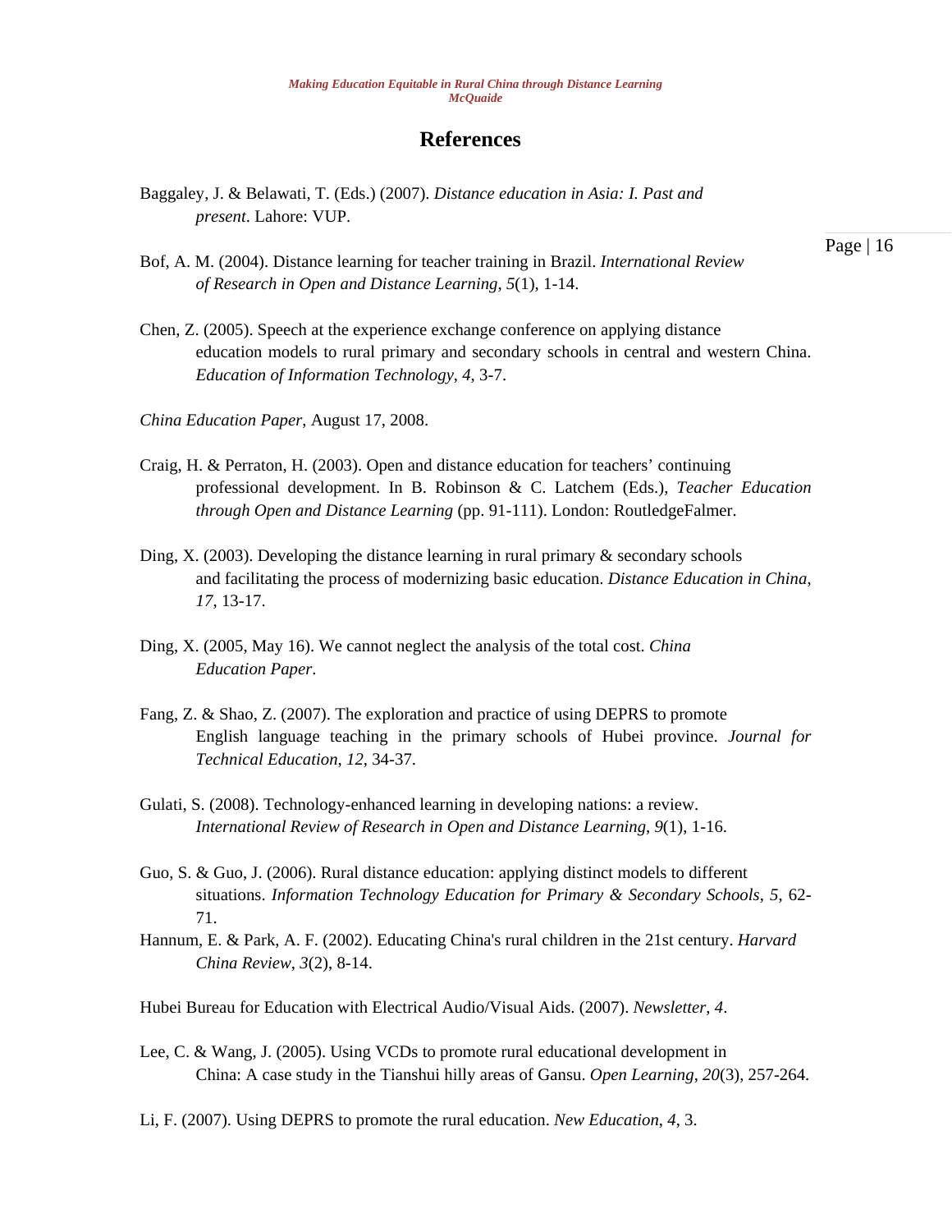# References

Baggaley, J. & Belawati, T. (Eds.) (2007). *Distance education in Asia: I. Past and present*. Lahore: VUP.

Bof, A. M. (2004). Distance learning for teacher training in Brazil. *International Review of Research in Open and Distance Learning*, *5*(1), 1-14.

Chen, Z. (2005). Speech at the experience exchange conference on applying distance education models to rural primary and secondary schools in central and western China. *Education of Information Technology*, *4*, 3-7.

*China Education Paper*, August 17, 2008.

Craig, H. & Perraton, H. (2003). Open and distance education for teachers' continuing professional development. In B. Robinson & C. Latchem (Eds.), *Teacher Education through Open and Distance Learning* (pp. 91-111). London: RoutledgeFalmer.

Ding, X. (2003). Developing the distance learning in rural primary & secondary schools and facilitating the process of modernizing basic education. *Distance Education in China*, *17*, 13-17.

Ding, X. (2005, May 16). We cannot neglect the analysis of the total cost. *China Education Paper*.

Fang, Z. & Shao, Z. (2007). The exploration and practice of using DEPRS to promote English language teaching in the primary schools of Hubei province. *Journal for Technical Education*, *12*, 34-37.

Gulati, S. (2008). Technology-enhanced learning in developing nations: a review. *International Review of Research in Open and Distance Learning*, *9*(1), 1-16.

Guo, S. & Guo, J. (2006). Rural distance education: applying distinct models to different situations. *Information Technology Education for Primary & Secondary Schools*, *5*, 62-71.

Hannum, E. & Park, A. F. (2002). Educating China's rural children in the 21st century. *Harvard China Review*, *3*(2), 8-14.

Hubei Bureau for Education with Electrical Audio/Visual Aids. (2007). *Newsletter, 4*.

Lee, C. & Wang, J. (2005). Using VCDs to promote rural educational development in China: A case study in the Tianshui hilly areas of Gansu. *Open Learning*, *20*(3), 257-264.

Li, F. (2007). Using DEPRS to promote the rural education. *New Education*, *4*, 3.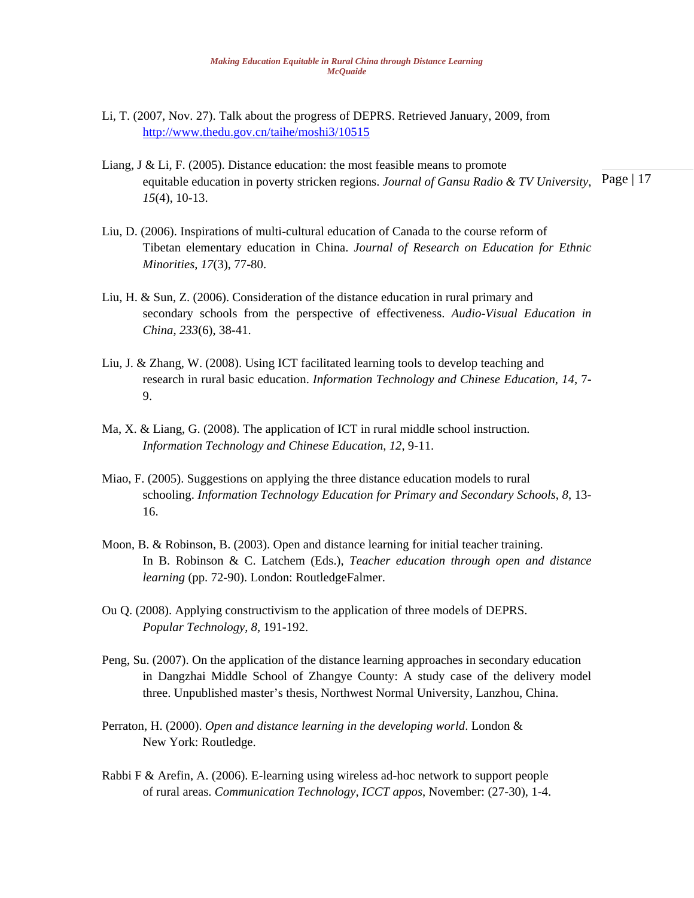Li, T. (2007, Nov. 27). Talk about the progress of DEPRS. Retrieved January, 2009, from http://www.thedu.gov.cn/taihe/moshi3/10515

Liang, J & Li, F. (2005). Distance education: the most feasible means to promote equitable education in poverty stricken regions. *Journal of Gansu Radio & TV University*, *15*(4), 10-13.

Liu, D. (2006). Inspirations of multi-cultural education of Canada to the course reform of Tibetan elementary education in China. *Journal of Research on Education for Ethnic Minorities*, *17*(3), 77-80.

Liu, H. & Sun, Z. (2006). Consideration of the distance education in rural primary and secondary schools from the perspective of effectiveness. *Audio-Visual Education in China*, *233*(6), 38-41.

Liu, J. & Zhang, W. (2008). Using ICT facilitated learning tools to develop teaching and research in rural basic education. *Information Technology and Chinese Education*, *14*, 7-9.

Ma, X. & Liang, G. (2008). The application of ICT in rural middle school instruction. *Information Technology and Chinese Education*, *12*, 9-11.

Miao, F. (2005). Suggestions on applying the three distance education models to rural schooling. *Information Technology Education for Primary and Secondary Schools*, *8*, 13-16.

Moon, B. & Robinson, B. (2003). Open and distance learning for initial teacher training. In B. Robinson & C. Latchem (Eds.), *Teacher education through open and distance learning* (pp. 72-90). London: RoutledgeFalmer.

Ou Q. (2008). Applying constructivism to the application of three models of DEPRS. *Popular Technology*, *8*, 191-192.

Peng, Su. (2007). On the application of the distance learning approaches in secondary education in Dangzhai Middle School of Zhangye County: A study case of the delivery model three. Unpublished master's thesis, Northwest Normal University, Lanzhou, China.

Perraton, H. (2000). *Open and distance learning in the developing world*. London & New York: Routledge.

Rabbi F & Arefin, A. (2006). E-learning using wireless ad-hoc network to support people of rural areas. *Communication Technology, ICCT appos*, November: (27-30), 1-4.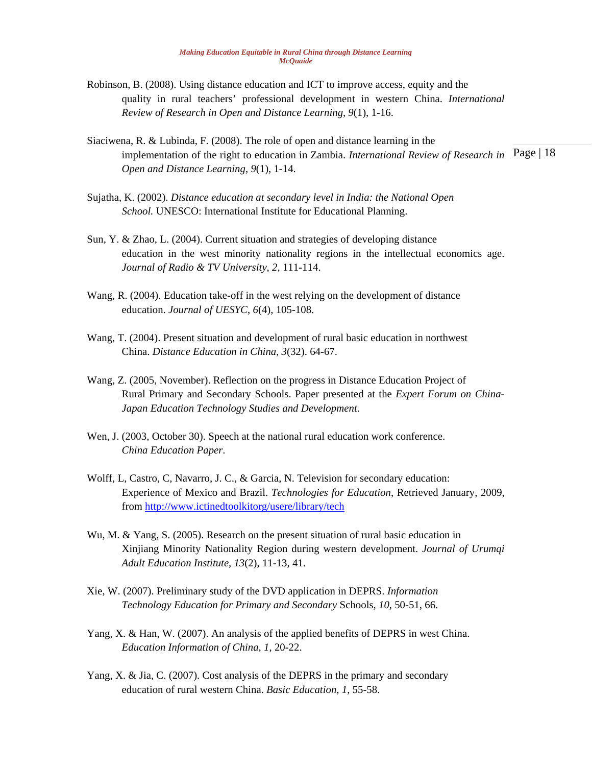Robinson, B. (2008). Using distance education and ICT to improve access, equity and the quality in rural teachers' professional development in western China. *International Review of Research in Open and Distance Learning*, *9*(1), 1-16.

Siaciwena, R. & Lubinda, F. (2008). The role of open and distance learning in the implementation of the right to education in Zambia. *International Review of Research in Open and Distance Learning*, *9*(1), 1-14.

Sujatha, K. (2002). *Distance education at secondary level in India: the National Open School.* UNESCO: International Institute for Educational Planning.

Sun, Y. & Zhao, L. (2004). Current situation and strategies of developing distance education in the west minority nationality regions in the intellectual economics age. *Journal of Radio & TV University*, *2*, 111-114.

Wang, R. (2004). Education take-off in the west relying on the development of distance education. *Journal of UESYC*, *6*(4), 105-108.

Wang, T. (2004). Present situation and development of rural basic education in northwest China. *Distance Education in China, 3*(32). 64-67.

Wang, Z. (2005, November). Reflection on the progress in Distance Education Project of Rural Primary and Secondary Schools. Paper presented at the *Expert Forum on China-Japan Education Technology Studies and Development*.

Wen, J. (2003, October 30). Speech at the national rural education work conference. *China Education Paper*.

Wolff, L, Castro, C, Navarro, J. C., & Garcia, N. Television for secondary education: Experience of Mexico and Brazil. *Technologies for Education*, Retrieved January, 2009, from http://www.ictinedtoolkitorg/usere/library/tech

Wu, M. & Yang, S. (2005). Research on the present situation of rural basic education in Xinjiang Minority Nationality Region during western development. *Journal of Urumqi Adult Education Institute*, *13*(2), 11-13, 41.

Xie, W. (2007). Preliminary study of the DVD application in DEPRS. *Information Technology Education for Primary and Secondary* Schools, *10*, 50-51, 66.

Yang, X. & Han, W. (2007). An analysis of the applied benefits of DEPRS in west China. *Education Information of China*, *1*, 20-22.

Yang, X. & Jia, C. (2007). Cost analysis of the DEPRS in the primary and secondary education of rural western China. *Basic Education*, *1*, 55-58.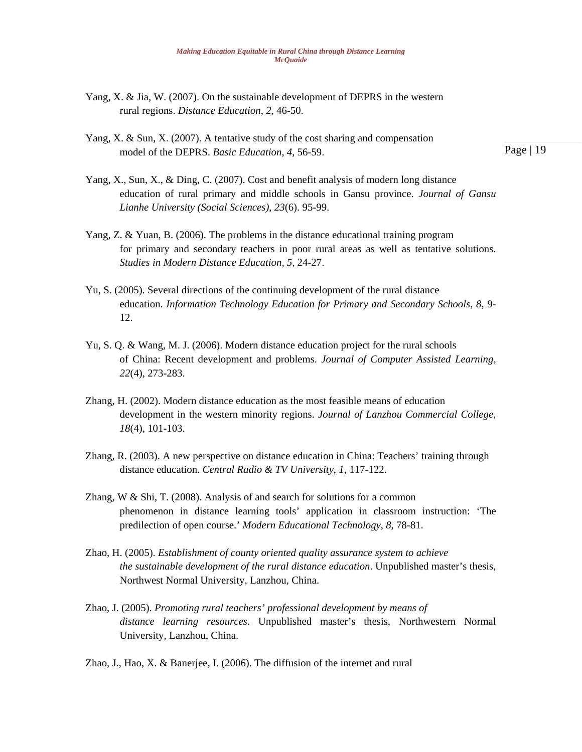Yang, X. & Jia, W. (2007). On the sustainable development of DEPRS in the western rural regions. *Distance Education*, *2*, 46-50.

Yang, X. & Sun, X. (2007). A tentative study of the cost sharing and compensation model of the DEPRS. *Basic Education*, *4*, 56-59.

Yang, X., Sun, X., & Ding, C. (2007). Cost and benefit analysis of modern long distance education of rural primary and middle schools in Gansu province. *Journal of Gansu Lianhe University (Social Sciences)*, *23*(6). 95-99.

Yang, Z. & Yuan, B. (2006). The problems in the distance educational training program for primary and secondary teachers in poor rural areas as well as tentative solutions. *Studies in Modern Distance Education*, *5*, 24-27.

Yu, S. (2005). Several directions of the continuing development of the rural distance education. *Information Technology Education for Primary and Secondary Schools*, *8*, 9-12.

Yu, S. Q. & Wang, M. J. (2006). Modern distance education project for the rural schools of China: Recent development and problems. *Journal of Computer Assisted Learning*, *22*(4), 273-283.

Zhang, H. (2002). Modern distance education as the most feasible means of education development in the western minority regions. *Journal of Lanzhou Commercial College*, *18*(4), 101-103.

Zhang, R. (2003). A new perspective on distance education in China: Teachers' training through distance education. *Central Radio & TV University*, *1*, 117-122.

Zhang, W & Shi, T. (2008). Analysis of and search for solutions for a common phenomenon in distance learning tools' application in classroom instruction: 'The predilection of open course.' *Modern Educational Technology*, *8*, 78-81.

Zhao, H. (2005). *Establishment of county oriented quality assurance system to achieve the sustainable development of the rural distance education*. Unpublished master's thesis, Northwest Normal University, Lanzhou, China.

Zhao, J. (2005). *Promoting rural teachers' professional development by means of distance learning resources*. Unpublished master's thesis, Northwestern Normal University, Lanzhou, China.

Zhao, J., Hao, X. & Banerjee, I. (2006). The diffusion of the internet and rural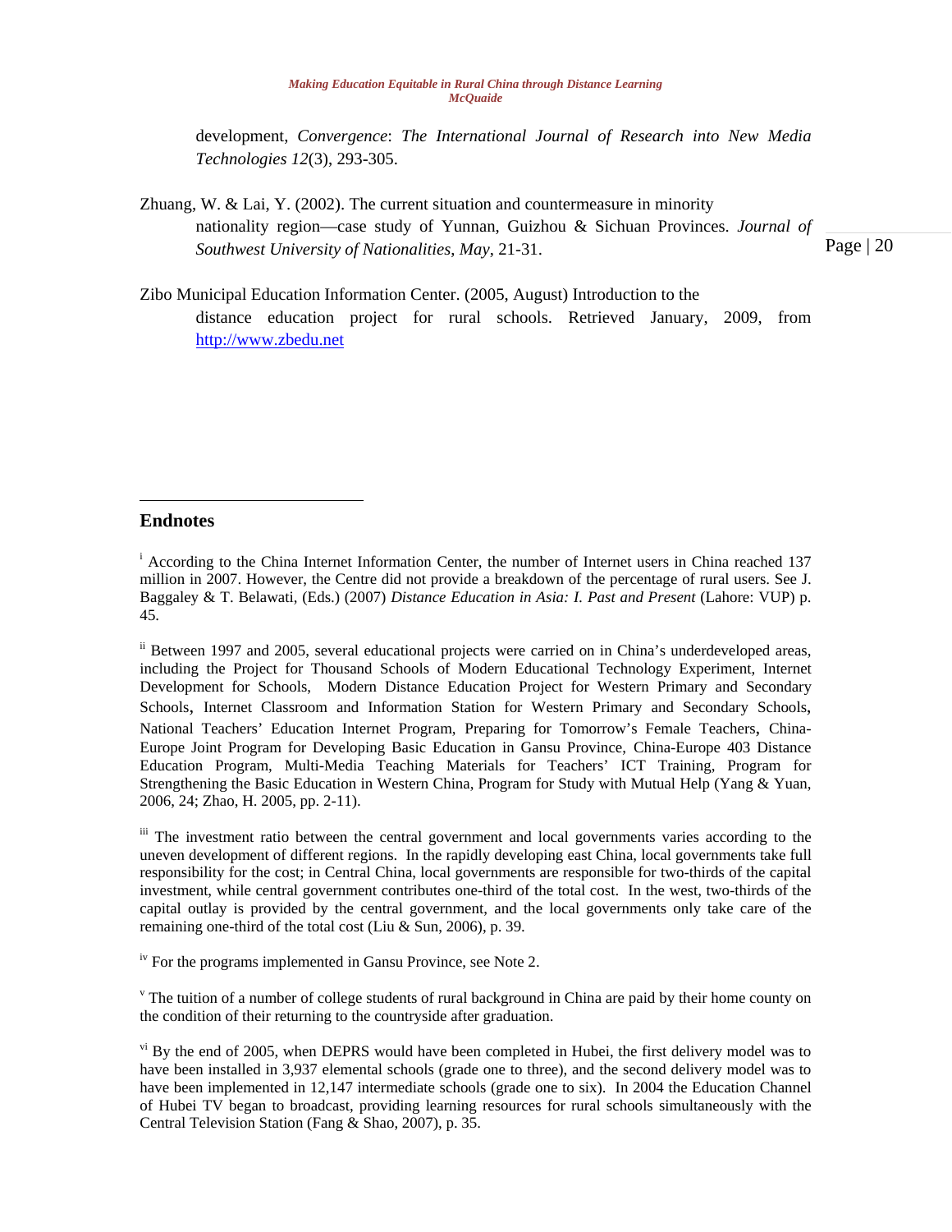development, *Convergence*: *The International Journal of Research into New Media Technologies 12*(3), 293-305.

Zhuang, W. & Lai, Y. (2002). The current situation and countermeasure in minority nationality region—case study of Yunnan, Guizhou & Sichuan Provinces. *Journal of Southwest University of Nationalities, May*, 21-31.

Zibo Municipal Education Information Center. (2005, August) Introduction to the distance education project for rural schools. Retrieved January, 2009, from http://www.zbedu.net

## Endnotes

[i] According to the China Internet Information Center, the number of Internet users in China reached 137 million in 2007. However, the Centre did not provide a breakdown of the percentage of rural users. See J. Baggaley & T. Belawati, (Eds.) (2007) *Distance Education in Asia: I. Past and Present* (Lahore: VUP) p. 45.

[ii] Between 1997 and 2005, several educational projects were carried on in China's underdeveloped areas, including the Project for Thousand Schools of Modern Educational Technology Experiment, Internet Development for Schools, Modern Distance Education Project for Western Primary and Secondary Schools, Internet Classroom and Information Station for Western Primary and Secondary Schools, National Teachers' Education Internet Program, Preparing for Tomorrow's Female Teachers, China-Europe Joint Program for Developing Basic Education in Gansu Province, China-Europe 403 Distance Education Program, Multi-Media Teaching Materials for Teachers' ICT Training, Program for Strengthening the Basic Education in Western China, Program for Study with Mutual Help (Yang & Yuan, 2006, 24; Zhao, H. 2005, pp. 2-11).

[iii] The investment ratio between the central government and local governments varies according to the uneven development of different regions. In the rapidly developing east China, local governments take full responsibility for the cost; in Central China, local governments are responsible for two-thirds of the capital investment, while central government contributes one-third of the total cost. In the west, two-thirds of the capital outlay is provided by the central government, and the local governments only take care of the remaining one-third of the total cost (Liu & Sun, 2006), p. 39.

[iv] For the programs implemented in Gansu Province, see Note 2.

[v] The tuition of a number of college students of rural background in China are paid by their home county on the condition of their returning to the countryside after graduation.

[vi] By the end of 2005, when DEPRS would have been completed in Hubei, the first delivery model was to have been installed in 3,937 elemental schools (grade one to three), and the second delivery model was to have been implemented in 12,147 intermediate schools (grade one to six). In 2004 the Education Channel of Hubei TV began to broadcast, providing learning resources for rural schools simultaneously with the Central Television Station (Fang & Shao, 2007), p. 35.